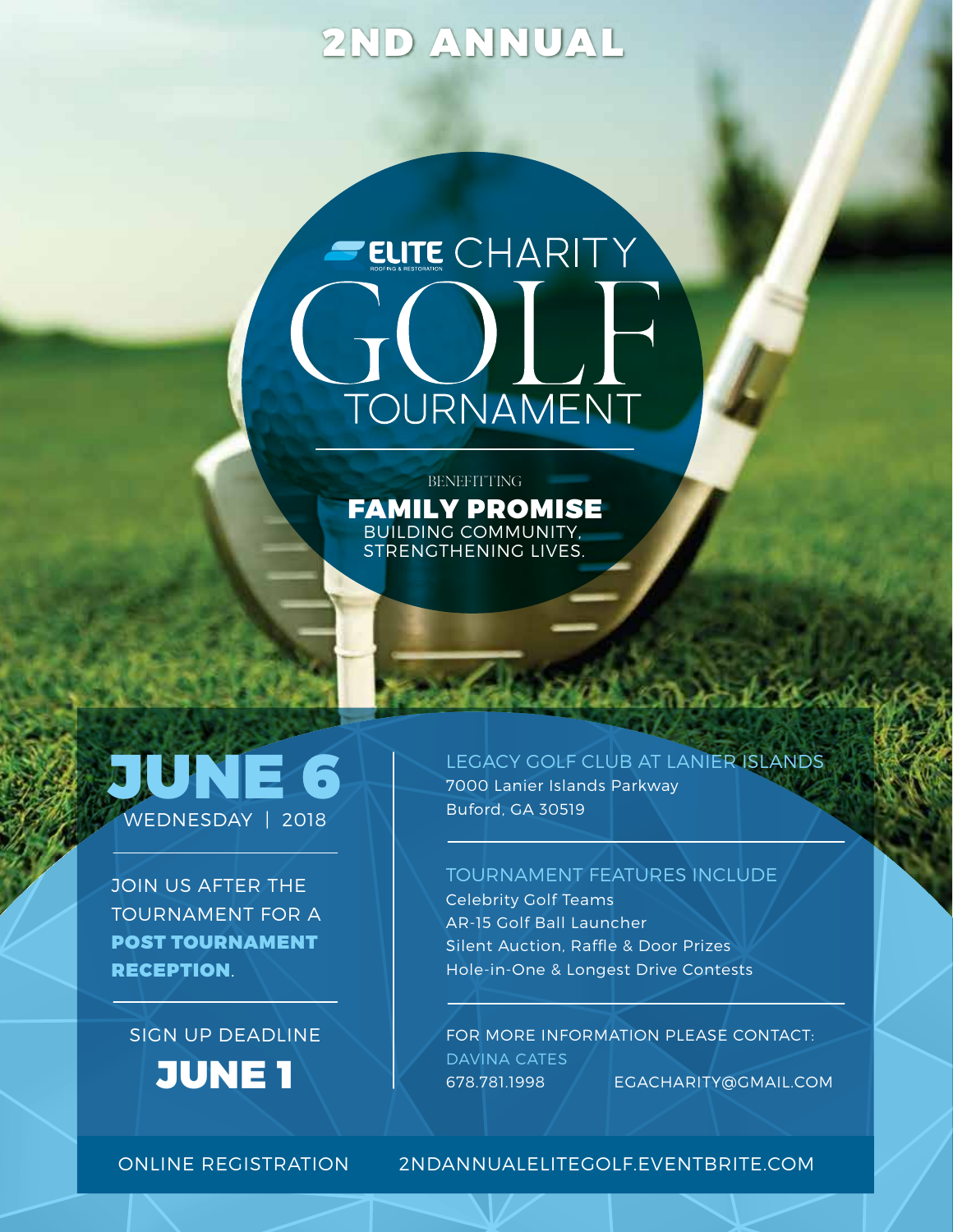# 2ND ANNUAL

## ELITE CHARITY GOLF TOURNAMENT

ROOFING & RESTORATION

BENEFITTING

**FAMILY PROMISE**

BUILDING COMMUNITY, STRENGTHENING LIVES.

## JUNE 6

WEDNESDAY | 2018

JOIN US AFTER THE TOURNAMENT FOR A **POST TOURNAMENT RECEPTION**.

SIGN UP DEADLINE

**JUNE 1**

LEGACY GOLF CLUB AT LANIER ISLANDS
7000 Lanier Islands Parkway
Buford, GA 30519

TOURNAMENT FEATURES INCLUDE
- Celebrity Golf Teams
- AR-15 Golf Ball Launcher
- Silent Auction, Raffle & Door Prizes
- Hole-in-One & Longest Drive Contests

FOR MORE INFORMATION PLEASE CONTACT:
DAVINA CATES
678.781.1998 EGACHARITY@GMAIL.COM

ONLINE REGISTRATION 2NDANNUALELITEGOLF.EVENTBRITE.COM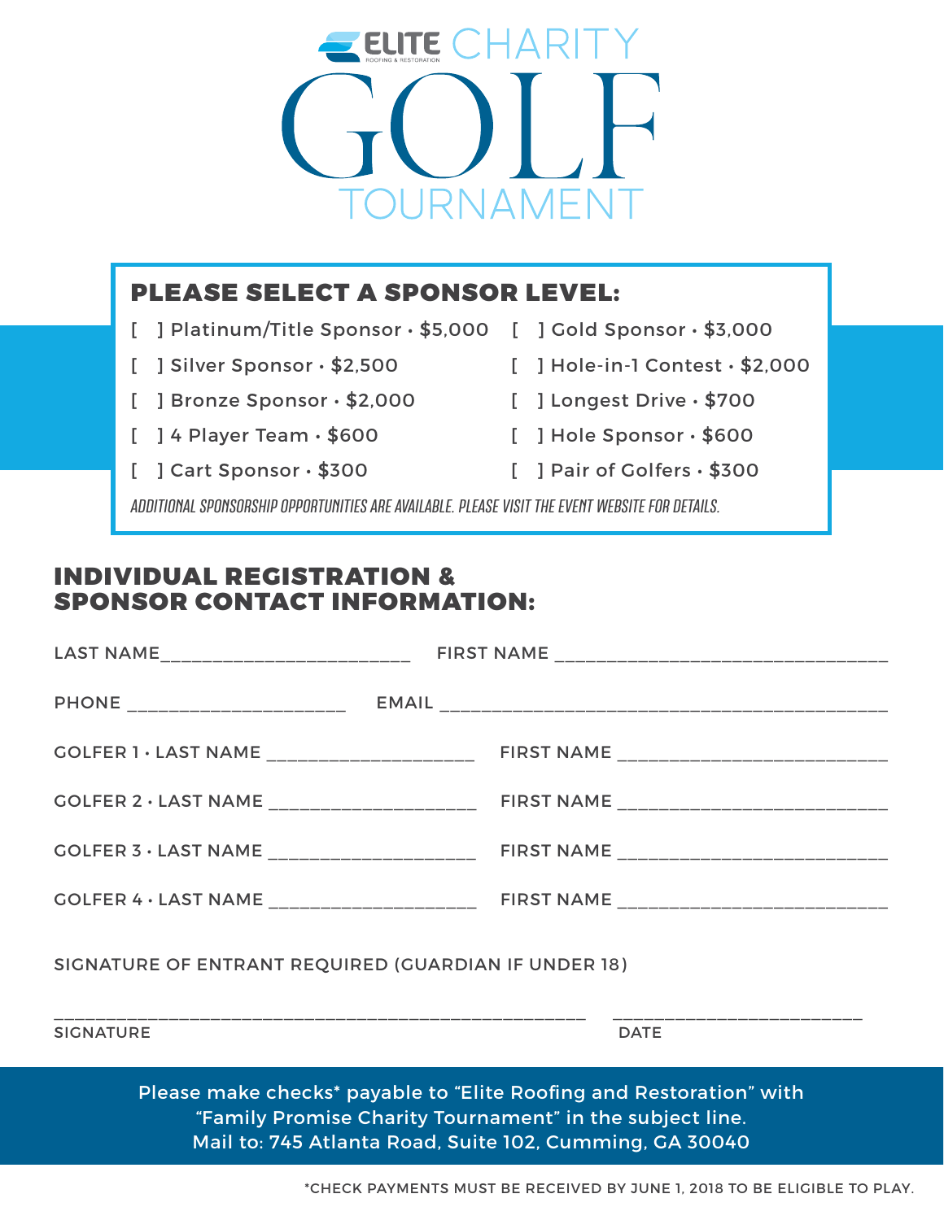# ELITE CHARITY GOLF TOURNAMENT

ROOFING & RESTORATION

## PLEASE SELECT A SPONSOR LEVEL:

[ ] Platinum/Title Sponsor • $5,000
[ ] Gold Sponsor • $3,000
[ ] Silver Sponsor • $2,500
[ ] Hole-in-1 Contest • $2,000
[ ] Bronze Sponsor • $2,000
[ ] Longest Drive • $700
[ ] 4 Player Team • $600
[ ] Hole Sponsor • $600
[ ] Cart Sponsor • $300
[ ] Pair of Golfers • $300

*ADDITIONAL SPONSORSHIP OPPORTUNITIES ARE AVAILABLE. PLEASE VISIT THE EVENT WEBSITE FOR DETAILS.*

## INDIVIDUAL REGISTRATION & SPONSOR CONTACT INFORMATION:

LAST NAME_________________________ FIRST NAME _________________________________

PHONE _____________________ EMAIL ____________________________________________

GOLFER 1 • LAST NAME ____________________ FIRST NAME __________________________

GOLFER 2 • LAST NAME ____________________ FIRST NAME __________________________

GOLFER 3 • LAST NAME ____________________ FIRST NAME __________________________

GOLFER 4 • LAST NAME ____________________ FIRST NAME __________________________

SIGNATURE OF ENTRANT REQUIRED (GUARDIAN IF UNDER 18)

_____________________________________________________ ________________________

SIGNATURE DATE

Please make checks* payable to "Elite Roofing and Restoration" with "Family Promise Charity Tournament" in the subject line.
Mail to: 745 Atlanta Road, Suite 102, Cumming, GA 30040

*CHECK PAYMENTS MUST BE RECEIVED BY JUNE 1, 2018 TO BE ELIGIBLE TO PLAY.